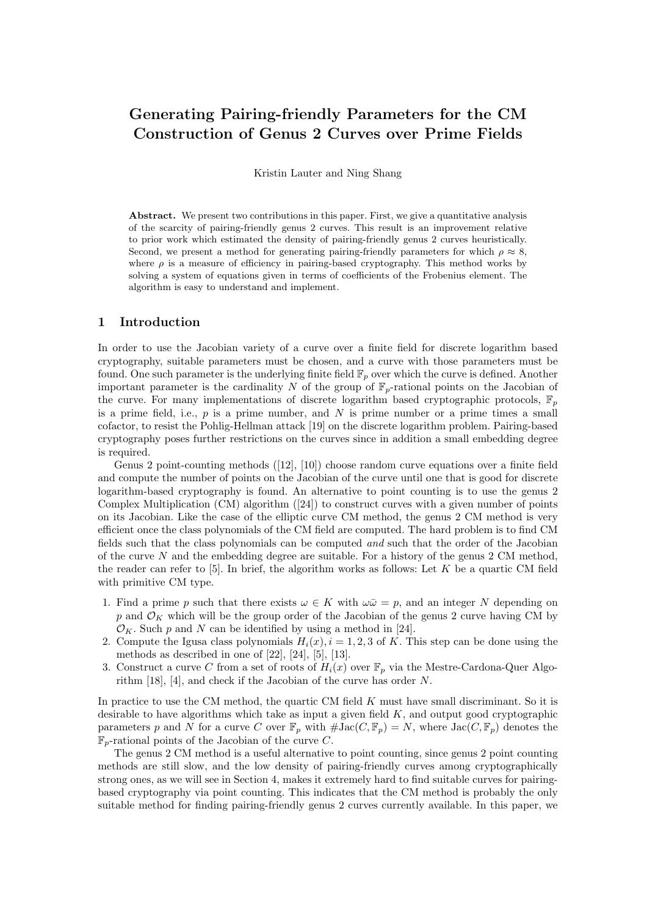# Generating Pairing-friendly Parameters for the CM Construction of Genus 2 Curves over Prime Fields

Kristin Lauter and Ning Shang

**Abstract.** We present two contributions in this paper. First, we give a quantitative analysis of the scarcity of pairing-friendly genus 2 curves. This result is an improvement relative to prior work which estimated the density of pairing-friendly genus 2 curves heuristically. Second, we present a method for generating pairing-friendly parameters for which $\rho \approx 8$, where $\rho$ is a measure of efficiency in pairing-based cryptography. This method works by solving a system of equations given in terms of coefficients of the Frobenius element. The algorithm is easy to understand and implement.

## 1 Introduction

In order to use the Jacobian variety of a curve over a finite field for discrete logarithm based cryptography, suitable parameters must be chosen, and a curve with those parameters must be found. One such parameter is the underlying finite field $\mathbb{F}_p$ over which the curve is defined. Another important parameter is the cardinality $N$ of the group of $\mathbb{F}_p$-rational points on the Jacobian of the curve. For many implementations of discrete logarithm based cryptographic protocols, $\mathbb{F}_p$ is a prime field, i.e., $p$ is a prime number, and $N$ is prime number or a prime times a small cofactor, to resist the Pohlig-Hellman attack [19] on the discrete logarithm problem. Pairing-based cryptography poses further restrictions on the curves since in addition a small embedding degree is required.

Genus 2 point-counting methods ([12], [10]) choose random curve equations over a finite field and compute the number of points on the Jacobian of the curve until one that is good for discrete logarithm-based cryptography is found. An alternative to point counting is to use the genus 2 Complex Multiplication (CM) algorithm ([24]) to construct curves with a given number of points on its Jacobian. Like the case of the elliptic curve CM method, the genus 2 CM method is very efficient once the class polynomials of the CM field are computed. The hard problem is to find CM fields such that the class polynomials can be computed *and* such that the order of the Jacobian of the curve $N$ and the embedding degree are suitable. For a history of the genus 2 CM method, the reader can refer to [5]. In brief, the algorithm works as follows: Let $K$ be a quartic CM field with primitive CM type.

1. Find a prime $p$ such that there exists $\omega \in K$ with $\omega\bar{\omega} = p$, and an integer $N$ depending on $p$ and $\mathcal{O}_K$ which will be the group order of the Jacobian of the genus 2 curve having CM by $\mathcal{O}_K$. Such $p$ and $N$ can be identified by using a method in [24].
2. Compute the Igusa class polynomials $H_i(x), i = 1, 2, 3$ of $K$. This step can be done using the methods as described in one of [22], [24], [5], [13].
3. Construct a curve $C$ from a set of roots of $H_i(x)$ over $\mathbb{F}_p$ via the Mestre-Cardona-Quer Algorithm [18], [4], and check if the Jacobian of the curve has order $N$.

In practice to use the CM method, the quartic CM field $K$ must have small discriminant. So it is desirable to have algorithms which take as input a given field $K$, and output good cryptographic parameters $p$ and $N$ for a curve $C$ over $\mathbb{F}_p$ with $\#\text{Jac}(C, \mathbb{F}_p) = N$, where $\text{Jac}(C, \mathbb{F}_p)$ denotes the $\mathbb{F}_p$-rational points of the Jacobian of the curve $C$.

The genus 2 CM method is a useful alternative to point counting, since genus 2 point counting methods are still slow, and the low density of pairing-friendly curves among cryptographically strong ones, as we will see in Section 4, makes it extremely hard to find suitable curves for pairing-based cryptography via point counting. This indicates that the CM method is probably the only suitable method for finding pairing-friendly genus 2 curves currently available. In this paper, we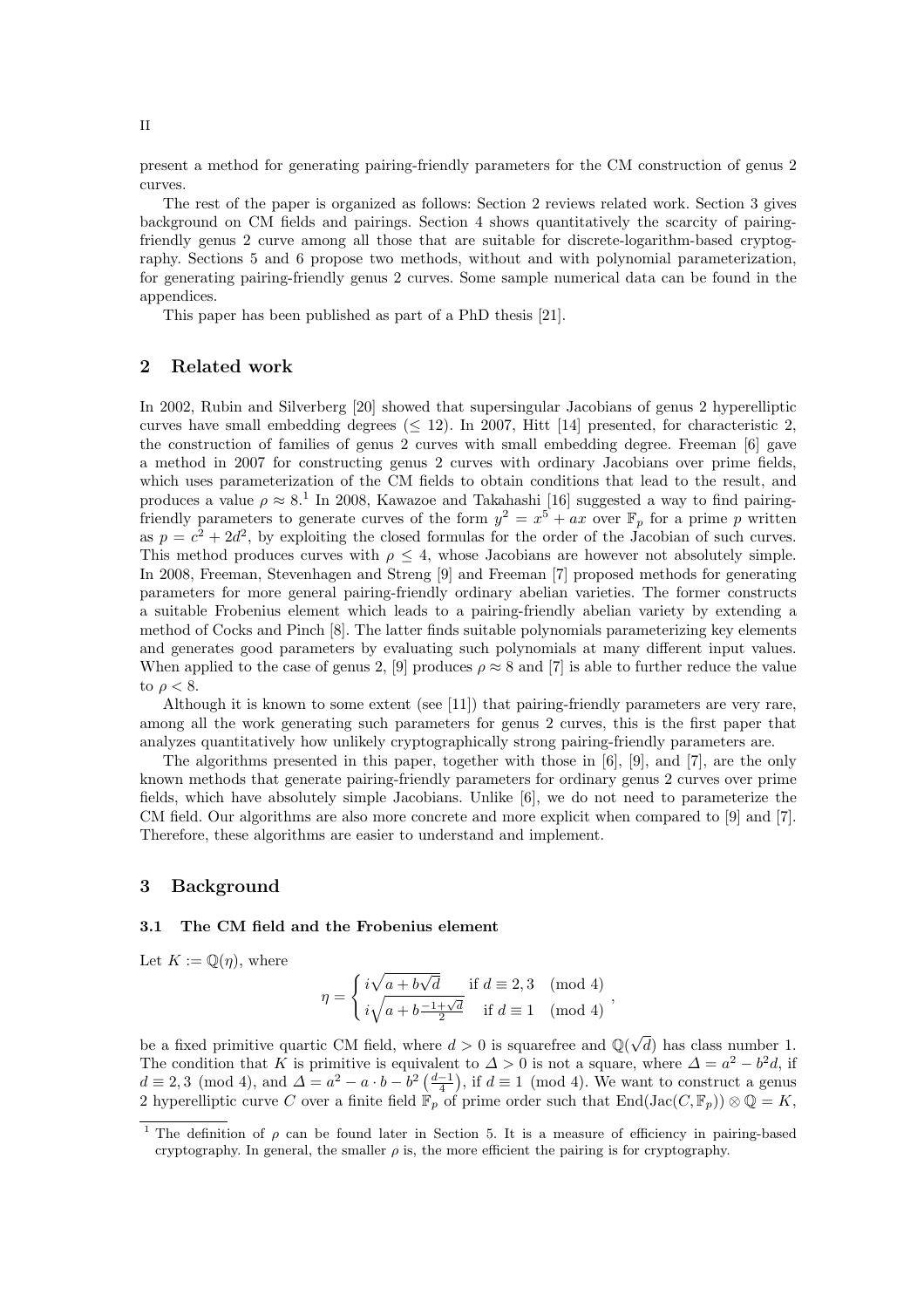present a method for generating pairing-friendly parameters for the CM construction of genus 2 curves.

The rest of the paper is organized as follows: Section 2 reviews related work. Section 3 gives background on CM fields and pairings. Section 4 shows quantitatively the scarcity of pairing-friendly genus 2 curve among all those that are suitable for discrete-logarithm-based cryptography. Sections 5 and 6 propose two methods, without and with polynomial parameterization, for generating pairing-friendly genus 2 curves. Some sample numerical data can be found in the appendices.

This paper has been published as part of a PhD thesis [21].

## 2 Related work

In 2002, Rubin and Silverberg [20] showed that supersingular Jacobians of genus 2 hyperelliptic curves have small embedding degrees ($\leq 12$). In 2007, Hitt [14] presented, for characteristic 2, the construction of families of genus 2 curves with small embedding degree. Freeman [6] gave a method in 2007 for constructing genus 2 curves with ordinary Jacobians over prime fields, which uses parameterization of the CM fields to obtain conditions that lead to the result, and produces a value $\rho \approx 8$.[1] In 2008, Kawazoe and Takahashi [16] suggested a way to find pairing-friendly parameters to generate curves of the form $y^2 = x^5 + ax$ over $\mathbb{F}_p$ for a prime $p$ written as $p = c^2 + 2d^2$, by exploiting the closed formulas for the order of the Jacobian of such curves. This method produces curves with $\rho \leq 4$, whose Jacobians are however not absolutely simple. In 2008, Freeman, Stevenhagen and Streng [9] and Freeman [7] proposed methods for generating parameters for more general pairing-friendly ordinary abelian varieties. The former constructs a suitable Frobenius element which leads to a pairing-friendly abelian variety by extending a method of Cocks and Pinch [8]. The latter finds suitable polynomials parameterizing key elements and generates good parameters by evaluating such polynomials at many different input values. When applied to the case of genus 2, [9] produces $\rho \approx 8$ and [7] is able to further reduce the value to $\rho < 8$.

Although it is known to some extent (see [11]) that pairing-friendly parameters are very rare, among all the work generating such parameters for genus 2 curves, this is the first paper that analyzes quantitatively how unlikely cryptographically strong pairing-friendly parameters are.

The algorithms presented in this paper, together with those in [6], [9], and [7], are the only known methods that generate pairing-friendly parameters for ordinary genus 2 curves over prime fields, which have absolutely simple Jacobians. Unlike [6], we do not need to parameterize the CM field. Our algorithms are also more concrete and more explicit when compared to [9] and [7]. Therefore, these algorithms are easier to understand and implement.

## 3 Background

### 3.1 The CM field and the Frobenius element

Let $K := \mathbb{Q}(\eta)$, where

$$\eta = \begin{cases} i\sqrt{a + b\sqrt{d}} & \text{if } d \equiv 2, 3 \pmod 4 \\ i\sqrt{a + b\frac{-1+\sqrt{d}}{2}} & \text{if } d \equiv 1 \pmod 4 \end{cases},$$

be a fixed primitive quartic CM field, where $d > 0$ is squarefree and $\mathbb{Q}(\sqrt{d})$ has class number 1. The condition that $K$ is primitive is equivalent to $\Delta > 0$ is not a square, where $\Delta = a^2 - b^2 d$, if $d \equiv 2, 3 \pmod 4$, and $\Delta = a^2 - a \cdot b - b^2 \left(\frac{d-1}{4}\right)$, if $d \equiv 1 \pmod 4$. We want to construct a genus 2 hyperelliptic curve $C$ over a finite field $\mathbb{F}_p$ of prime order such that $\text{End}(\text{Jac}(C, \mathbb{F}_p)) \otimes \mathbb{Q} = K$,

[1] The definition of $\rho$ can be found later in Section 5. It is a measure of efficiency in pairing-based cryptography. In general, the smaller $\rho$ is, the more efficient the pairing is for cryptography.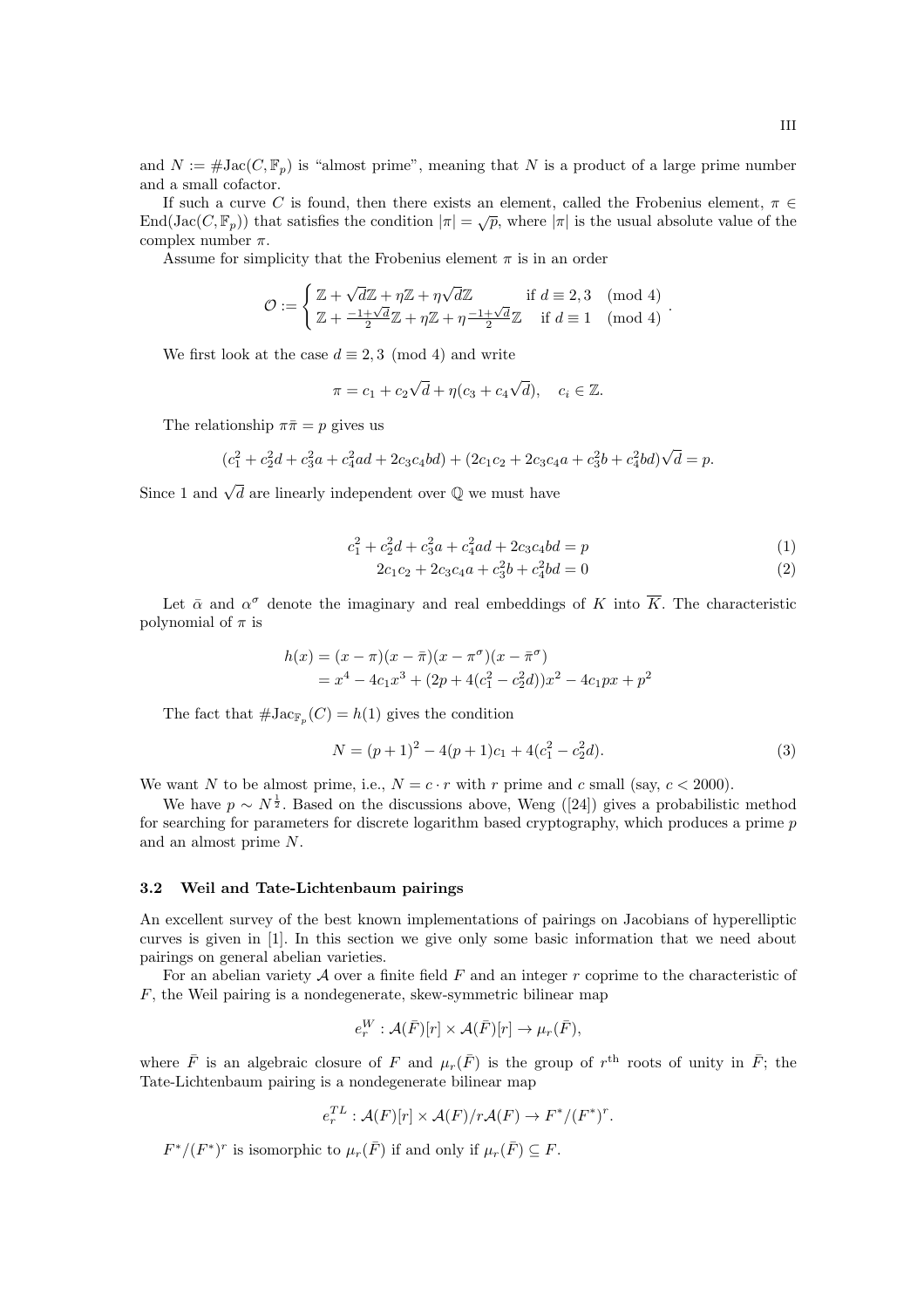and $N := \#\text{Jac}(C, \mathbb{F}_p)$ is "almost prime", meaning that $N$ is a product of a large prime number and a small cofactor.

If such a curve $C$ is found, then there exists an element, called the Frobenius element, $\pi \in \text{End}(\text{Jac}(C, \mathbb{F}_p))$ that satisfies the condition $|\pi| = \sqrt{p}$, where $|\pi|$ is the usual absolute value of the complex number $\pi$.

Assume for simplicity that the Frobenius element $\pi$ is in an order

$$\mathcal{O} := \begin{cases} \mathbb{Z} + \sqrt{d}\mathbb{Z} + \eta\mathbb{Z} + \eta\sqrt{d}\mathbb{Z} & \text{if } d \equiv 2, 3 \pmod 4 \\ \mathbb{Z} + \frac{-1+\sqrt{d}}{2}\mathbb{Z} + \eta\mathbb{Z} + \eta\frac{-1+\sqrt{d}}{2}\mathbb{Z} & \text{if } d \equiv 1 \pmod 4 \end{cases}.$$

We first look at the case $d \equiv 2, 3 \pmod 4$ and write

$$\pi = c_1 + c_2\sqrt{d} + \eta(c_3 + c_4\sqrt{d}), \quad c_i \in \mathbb{Z}.$$

The relationship $\pi\bar{\pi} = p$ gives us

$$(c_1^2 + c_2^2 d + c_3^2 a + c_4^2 ad + 2c_3c_4bd) + (2c_1c_2 + 2c_3c_4a + c_3^2 b + c_4^2 bd)\sqrt{d} = p.$$

Since 1 and $\sqrt{d}$ are linearly independent over $\mathbb{Q}$ we must have

$$c_1^2 + c_2^2 d + c_3^2 a + c_4^2 ad + 2c_3c_4bd = p \tag{1}$$

$$2c_1c_2 + 2c_3c_4a + c_3^2 b + c_4^2 bd = 0 \tag{2}$$

Let $\bar{\alpha}$ and $\alpha^\sigma$ denote the imaginary and real embeddings of $K$ into $\overline{K}$. The characteristic polynomial of $\pi$ is

$$\begin{aligned} h(x) &= (x - \pi)(x - \bar{\pi})(x - \pi^\sigma)(x - \bar{\pi}^\sigma) \\ &= x^4 - 4c_1x^3 + (2p + 4(c_1^2 - c_2^2 d))x^2 - 4c_1px + p^2 \end{aligned}$$

The fact that $\#\text{Jac}_{\mathbb{F}_p}(C) = h(1)$ gives the condition

$$N = (p+1)^2 - 4(p+1)c_1 + 4(c_1^2 - c_2^2 d). \tag{3}$$

We want $N$ to be almost prime, i.e., $N = c \cdot r$ with $r$ prime and $c$ small (say, $c < 2000$).

We have $p \sim N^{\frac{1}{2}}$. Based on the discussions above, Weng ([24]) gives a probabilistic method for searching for parameters for discrete logarithm based cryptography, which produces a prime $p$ and an almost prime $N$.

### 3.2 Weil and Tate-Lichtenbaum pairings

An excellent survey of the best known implementations of pairings on Jacobians of hyperelliptic curves is given in [1]. In this section we give only some basic information that we need about pairings on general abelian varieties.

For an abelian variety $\mathcal{A}$ over a finite field $F$ and an integer $r$ coprime to the characteristic of $F$, the Weil pairing is a nondegenerate, skew-symmetric bilinear map

$$e_r^W : \mathcal{A}(\bar{F})[r] \times \mathcal{A}(\bar{F})[r] \to \mu_r(\bar{F}),$$

where $\bar{F}$ is an algebraic closure of $F$ and $\mu_r(\bar{F})$ is the group of $r^{\text{th}}$ roots of unity in $\bar{F}$; the Tate-Lichtenbaum pairing is a nondegenerate bilinear map

$$e_r^{TL} : \mathcal{A}(F)[r] \times \mathcal{A}(F)/r\mathcal{A}(F) \to F^*/(F^*)^r.$$

$F^*/(F^*)^r$ is isomorphic to $\mu_r(\bar{F})$ if and only if $\mu_r(\bar{F}) \subseteq F$.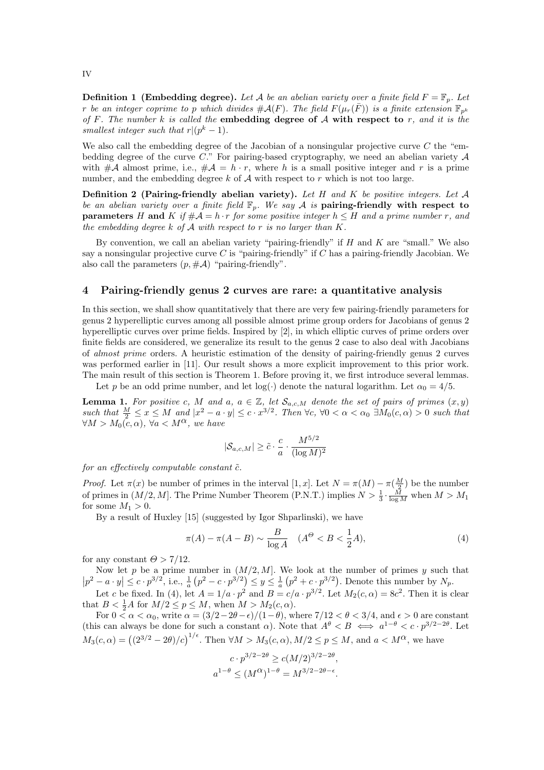**Definition 1 (Embedding degree).** *Let $\mathcal{A}$ be an abelian variety over a finite field $F = \mathbb{F}_p$. Let $r$ be an integer coprime to $p$ which divides $\#\mathcal{A}(F)$. The field $F(\mu_r(\bar{F}))$ is a finite extension $\mathbb{F}_{p^k}$ of $F$. The number $k$ is called the* **embedding degree of $\mathcal{A}$ with respect to** $r$*, and it is the smallest integer such that $r|(p^k - 1)$.*

We also call the embedding degree of the Jacobian of a nonsingular projective curve $C$ the "embedding degree of the curve $C$." For pairing-based cryptography, we need an abelian variety $\mathcal{A}$ with $\#\mathcal{A}$ almost prime, i.e., $\#\mathcal{A} = h \cdot r$, where $h$ is a small positive integer and $r$ is a prime number, and the embedding degree $k$ of $\mathcal{A}$ with respect to $r$ which is not too large.

**Definition 2 (Pairing-friendly abelian variety).** *Let $H$ and $K$ be positive integers. Let $\mathcal{A}$ be an abelian variety over a finite field $\mathbb{F}_p$. We say $\mathcal{A}$ is* **pairing-friendly with respect to parameters** $H$ **and** $K$ *if $\#\mathcal{A} = h \cdot r$ for some positive integer $h \leq H$ and a prime number $r$, and the embedding degree $k$ of $\mathcal{A}$ with respect to $r$ is no larger than $K$.*

By convention, we call an abelian variety "pairing-friendly" if $H$ and $K$ are "small." We also say a nonsingular projective curve $C$ is "pairing-friendly" if $C$ has a pairing-friendly Jacobian. We also call the parameters $(p, \#\mathcal{A})$ "pairing-friendly".

## 4 Pairing-friendly genus 2 curves are rare: a quantitative analysis

In this section, we shall show quantitatively that there are very few pairing-friendly parameters for genus 2 hyperelliptic curves among all possible almost prime group orders for Jacobians of genus 2 hyperelliptic curves over prime fields. Inspired by [2], in which elliptic curves of prime orders over finite fields are considered, we generalize its result to the genus 2 case to also deal with Jacobians of *almost prime* orders. A heuristic estimation of the density of pairing-friendly genus 2 curves was performed earlier in [11]. Our result shows a more explicit improvement to this prior work. The main result of this section is Theorem 1. Before proving it, we first introduce several lemmas.

Let $p$ be an odd prime number, and let $\log(\cdot)$ denote the natural logarithm. Let $\alpha_0 = 4/5$.

**Lemma 1.** *For positive $c$, $M$ and $a$, $a \in \mathbb{Z}$, let $\mathcal{S}_{a,c,M}$ denote the set of pairs of primes $(x, y)$ such that $\frac{M}{2} \leq x \leq M$ and $|x^2 - a \cdot y| \leq c \cdot x^{3/2}$. Then $\forall c$, $\forall 0 < \alpha < \alpha_0$ $\exists M_0(c, \alpha) > 0$ such that $\forall M > M_0(c, \alpha)$, $\forall a < M^{\alpha}$, we have*

$$|\mathcal{S}_{a,c,M}| \geq \tilde{c} \cdot \frac{c}{a} \cdot \frac{M^{5/2}}{(\log M)^2}$$

*for an effectively computable constant $\tilde{c}$.*

*Proof.* Let $\pi(x)$ be number of primes in the interval $[1, x]$. Let $N = \pi(M) - \pi(\frac{M}{2})$ be the number of primes in $(M/2, M]$. The Prime Number Theorem (P.N.T.) implies $N > \frac{1}{3} \cdot \frac{M}{\log M}$ when $M > M_1$ for some $M_1 > 0$.

By a result of Huxley [15] (suggested by Igor Shparlinski), we have

$$\pi(A) - \pi(A - B) \sim \frac{B}{\log A} \quad (A^{\Theta} < B < \frac{1}{2}A), \tag{4}$$

for any constant $\Theta > 7/12$.

Now let $p$ be a prime number in $(M/2, M]$. We look at the number of primes $y$ such that $\left|p^2 - a \cdot y\right| \leq c \cdot p^{3/2}$, i.e., $\frac{1}{a}\left(p^2 - c \cdot p^{3/2}\right) \leq y \leq \frac{1}{a}\left(p^2 + c \cdot p^{3/2}\right)$. Denote this number by $N_p$.

Let $c$ be fixed. In (4), let $A = 1/a \cdot p^2$ and $B = c/a \cdot p^{3/2}$. Let $M_2(c, \alpha) = 8c^2$. Then it is clear that $B < \frac{1}{2}A$ for $M/2 \leq p \leq M$, when $M > M_2(c, \alpha)$.

For $0 < \alpha < \alpha_0$, write $\alpha = (3/2 - 2\theta - \epsilon)/(1 - \theta)$, where $7/12 < \theta < 3/4$, and $\epsilon > 0$ are constant (this can always be done for such a constant $\alpha$). Note that $A^{\theta} < B \iff a^{1-\theta} < c \cdot p^{3/2 - 2\theta}$. Let $M_3(c, \alpha) = \left((2^{3/2} - 2\theta)/c\right)^{1/\epsilon}$. Then $\forall M > M_3(c, \alpha), M/2 \leq p \leq M$, and $a < M^{\alpha}$, we have

$$c \cdot p^{3/2 - 2\theta} \geq c(M/2)^{3/2 - 2\theta},$$
$$a^{1-\theta} \leq (M^{\alpha})^{1-\theta} = M^{3/2 - 2\theta - \epsilon}.$$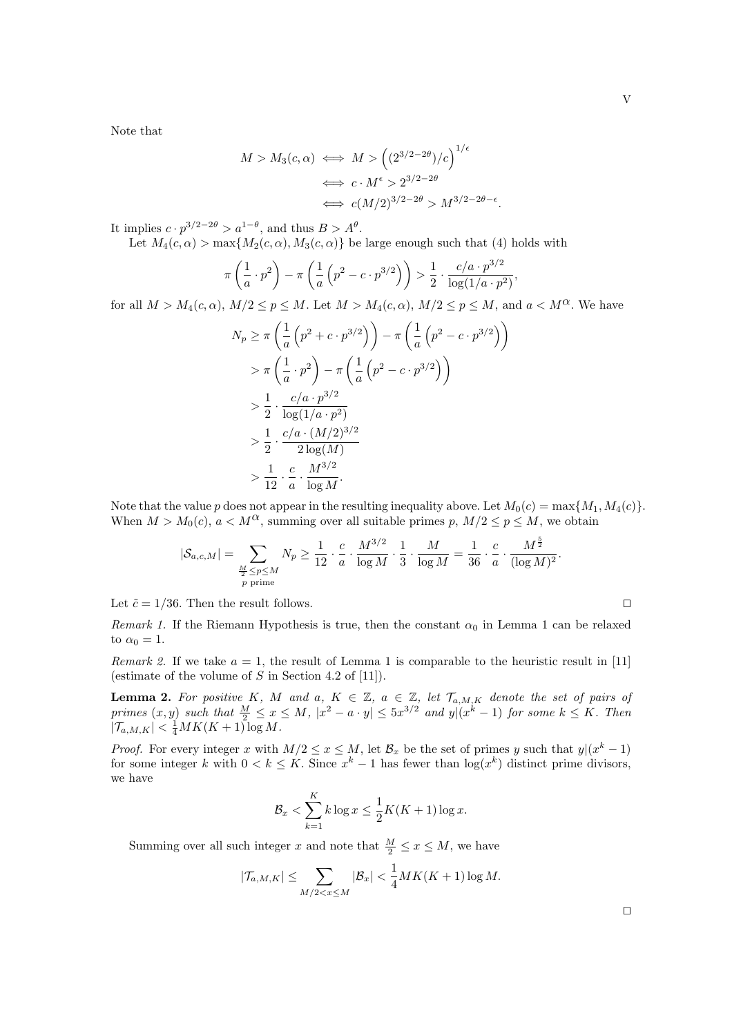Note that

$$
\begin{aligned}
M > M_3(c, \alpha) &\iff M > \left((2^{3/2-2\theta})/c\right)^{1/\epsilon} \\
&\iff c \cdot M^{\epsilon} > 2^{3/2-2\theta} \\
&\iff c(M/2)^{3/2-2\theta} > M^{3/2-2\theta-\epsilon}.
\end{aligned}
$$

It implies $c \cdot p^{3/2-2\theta} > a^{1-\theta}$, and thus $B > A^{\theta}$.

Let $M_4(c, \alpha) > \max\{M_2(c, \alpha), M_3(c, \alpha)\}$ be large enough such that (4) holds with

$$
\pi\left(\frac{1}{a} \cdot p^2\right) - \pi\left(\frac{1}{a}\left(p^2 - c \cdot p^{3/2}\right)\right) > \frac{1}{2} \cdot \frac{c/a \cdot p^{3/2}}{\log(1/a \cdot p^2)},
$$

for all $M > M_4(c, \alpha)$, $M/2 \le p \le M$. Let $M > M_4(c, \alpha)$, $M/2 \le p \le M$, and $a < M^{\alpha}$. We have

$$
\begin{aligned}
N_p &\ge \pi\left(\frac{1}{a}\left(p^2 + c \cdot p^{3/2}\right)\right) - \pi\left(\frac{1}{a}\left(p^2 - c \cdot p^{3/2}\right)\right) \\
&> \pi\left(\frac{1}{a} \cdot p^2\right) - \pi\left(\frac{1}{a}\left(p^2 - c \cdot p^{3/2}\right)\right) \\
&> \frac{1}{2} \cdot \frac{c/a \cdot p^{3/2}}{\log(1/a \cdot p^2)} \\
&> \frac{1}{2} \cdot \frac{c/a \cdot (M/2)^{3/2}}{2\log(M)} \\
&> \frac{1}{12} \cdot \frac{c}{a} \cdot \frac{M^{3/2}}{\log M}.
\end{aligned}
$$

Note that the value $p$ does not appear in the resulting inequality above. Let $M_0(c) = \max\{M_1, M_4(c)\}$. When $M > M_0(c)$, $a < M^{\alpha}$, summing over all suitable primes $p$, $M/2 \le p \le M$, we obtain

$$
|\mathcal{S}_{a,c,M}| = \sum_{\substack{\frac{M}{2} \le p \le M \\ p \text{ prime}}} N_p \ge \frac{1}{12} \cdot \frac{c}{a} \cdot \frac{M^{3/2}}{\log M} \cdot \frac{1}{3} \cdot \frac{M}{\log M} = \frac{1}{36} \cdot \frac{c}{a} \cdot \frac{M^{\frac{5}{2}}}{(\log M)^2}.
$$

Let $\tilde{c} = 1/36$. Then the result follows. □

*Remark 1.* If the Riemann Hypothesis is true, then the constant $\alpha_0$ in Lemma 1 can be relaxed to $\alpha_0 = 1$.

*Remark 2.* If we take $a = 1$, the result of Lemma 1 is comparable to the heuristic result in [11] (estimate of the volume of $S$ in Section 4.2 of [11]).

**Lemma 2.** *For positive $K$, $M$ and $a$, $K \in \mathbb{Z}$, $a \in \mathbb{Z}$, let $\mathcal{T}_{a,M,K}$ denote the set of pairs of primes $(x, y)$ such that $\frac{M}{2} \le x \le M$, $|x^2 - a \cdot y| \le 5x^{3/2}$ and $y|(x^k - 1)$ for some $k \le K$. Then $|\mathcal{T}_{a,M,K}| < \frac{1}{4}MK(K+1)\log M$.*

*Proof.* For every integer $x$ with $M/2 \le x \le M$, let $\mathcal{B}_x$ be the set of primes $y$ such that $y|(x^k - 1)$ for some integer $k$ with $0 < k \le K$. Since $x^k - 1$ has fewer than $\log(x^k)$ distinct prime divisors, we have

$$
\mathcal{B}_x < \sum_{k=1}^{K} k \log x \le \frac{1}{2}K(K+1)\log x.
$$

Summing over all such integer $x$ and note that $\frac{M}{2} \le x \le M$, we have

$$
|\mathcal{T}_{a,M,K}| \le \sum_{M/2 < x \le M} |\mathcal{B}_x| < \frac{1}{4}MK(K+1)\log M.
$$

□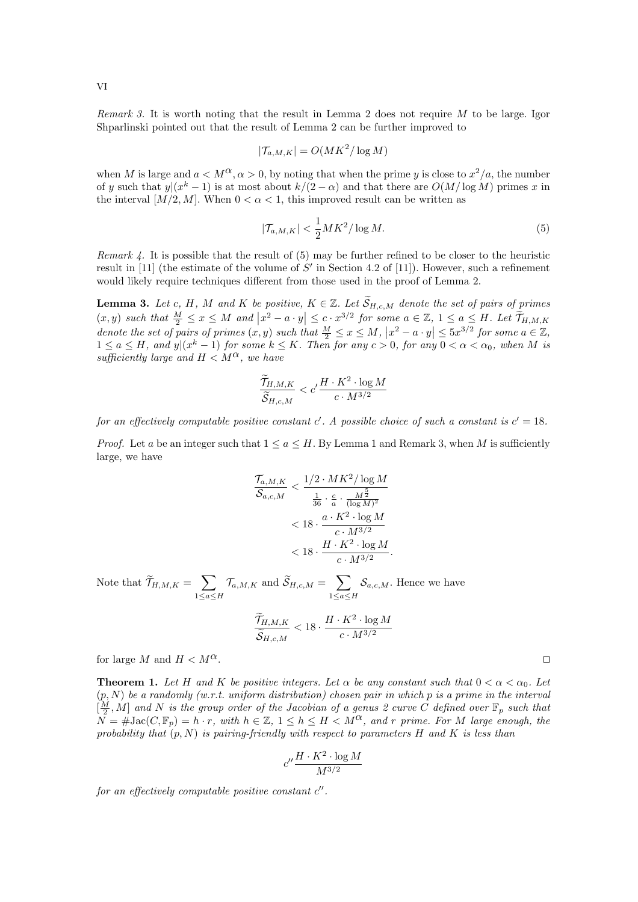*Remark 3.* It is worth noting that the result in Lemma 2 does not require $M$ to be large. Igor Shparlinski pointed out that the result of Lemma 2 can be further improved to

$$|\mathcal{T}_{a,M,K}| = O(MK^2/\log M)$$

when $M$ is large and $a < M^{\alpha}, \alpha > 0$, by noting that when the prime $y$ is close to $x^2/a$, the number of $y$ such that $y|(x^k - 1)$ is at most about $k/(2-\alpha)$ and that there are $O(M/\log M)$ primes $x$ in the interval $[M/2, M]$. When $0 < \alpha < 1$, this improved result can be written as

$$|\mathcal{T}_{a,M,K}| < \frac{1}{2}MK^2/\log M. \tag{5}$$

*Remark 4.* It is possible that the result of (5) may be further refined to be closer to the heuristic result in [11] (the estimate of the volume of $S'$ in Section 4.2 of [11]). However, such a refinement would likely require techniques different from those used in the proof of Lemma 2.

**Lemma 3.** *Let $c$, $H$, $M$ and $K$ be positive, $K \in \mathbb{Z}$. Let $\widetilde{\mathcal{S}}_{H,c,M}$ denote the set of pairs of primes $(x, y)$ such that $\frac{M}{2} \leq x \leq M$ and $\left|x^2 - a \cdot y\right| \leq c \cdot x^{3/2}$ for some $a \in \mathbb{Z}$, $1 \leq a \leq H$. Let $\widetilde{\mathcal{T}}_{H,M,K}$ denote the set of pairs of primes $(x, y)$ such that $\frac{M}{2} \leq x \leq M$, $\left|x^2 - a \cdot y\right| \leq 5x^{3/2}$ for some $a \in \mathbb{Z}$, $1 \leq a \leq H$, and $y|(x^k - 1)$ for some $k \leq K$. Then for any $c > 0$, for any $0 < \alpha < \alpha_0$, when $M$ is sufficiently large and $H < M^{\alpha}$, we have*

$$\frac{\widetilde{\mathcal{T}}_{H,M,K}}{\widetilde{\mathcal{S}}_{H,c,M}} < c' \frac{H \cdot K^2 \cdot \log M}{c \cdot M^{3/2}}$$

*for an effectively computable positive constant $c'$. A possible choice of such a constant is $c' = 18$.*

*Proof.* Let $a$ be an integer such that $1 \leq a \leq H$. By Lemma 1 and Remark 3, when $M$ is sufficiently large, we have

$$\begin{aligned}
\frac{\mathcal{T}_{a,M,K}}{\mathcal{S}_{a,c,M}} &< \frac{1/2 \cdot MK^2/\log M}{\frac{1}{36} \cdot \frac{c}{a} \cdot \frac{M^{\frac{5}{2}}}{(\log M)^2}} \\
&< 18 \cdot \frac{a \cdot K^2 \cdot \log M}{c \cdot M^{3/2}} \\
&< 18 \cdot \frac{H \cdot K^2 \cdot \log M}{c \cdot M^{3/2}}.
\end{aligned}$$

Note that $\widetilde{\mathcal{T}}_{H,M,K} = \sum_{1 \leq a \leq H} \mathcal{T}_{a,M,K}$ and $\widetilde{\mathcal{S}}_{H,c,M} = \sum_{1 \leq a \leq H} \mathcal{S}_{a,c,M}$. Hence we have

$$\frac{\widetilde{\mathcal{T}}_{H,M,K}}{\widetilde{\mathcal{S}}_{H,c,M}} < 18 \cdot \frac{H \cdot K^2 \cdot \log M}{c \cdot M^{3/2}}$$

for large $M$ and $H < M^{\alpha}$. □

**Theorem 1.** *Let $H$ and $K$ be positive integers. Let $\alpha$ be any constant such that $0 < \alpha < \alpha_0$. Let $(p, N)$ be a randomly (w.r.t. uniform distribution) chosen pair in which $p$ is a prime in the interval $[\frac{M}{2}, M]$ and $N$ is the group order of the Jacobian of a genus 2 curve $C$ defined over $\mathbb{F}_p$ such that $N = \#\mathrm{Jac}(C, \mathbb{F}_p) = h \cdot r$, with $h \in \mathbb{Z}$, $1 \leq h \leq H < M^{\alpha}$, and $r$ prime. For $M$ large enough, the probability that $(p, N)$ is pairing-friendly with respect to parameters $H$ and $K$ is less than*

$$c'' \frac{H \cdot K^2 \cdot \log M}{M^{3/2}}$$

*for an effectively computable positive constant $c''$.*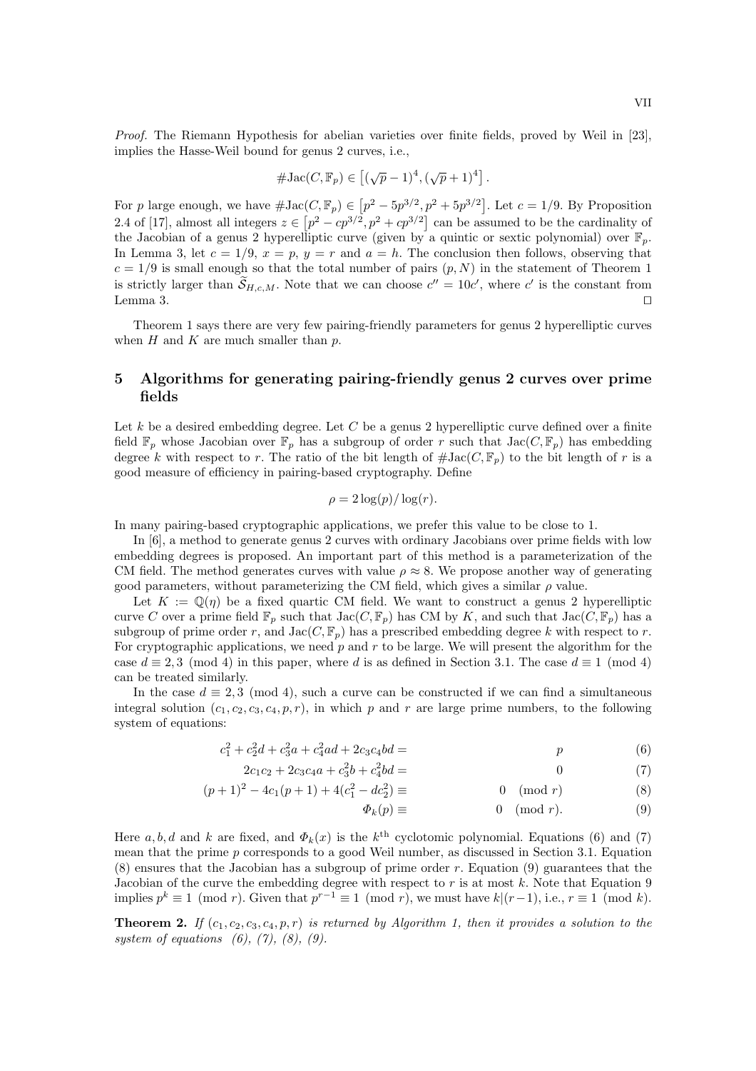*Proof.* The Riemann Hypothesis for abelian varieties over finite fields, proved by Weil in [23], implies the Hasse-Weil bound for genus 2 curves, i.e.,

$$\#\mathrm{Jac}(C, \mathbb{F}_p) \in \left[(\sqrt{p}-1)^4, (\sqrt{p}+1)^4\right].$$

For $p$ large enough, we have $\#\mathrm{Jac}(C, \mathbb{F}_p) \in \left[p^2 - 5p^{3/2}, p^2 + 5p^{3/2}\right]$. Let $c = 1/9$. By Proposition 2.4 of [17], almost all integers $z \in \left[p^2 - cp^{3/2}, p^2 + cp^{3/2}\right]$ can be assumed to be the cardinality of the Jacobian of a genus 2 hyperelliptic curve (given by a quintic or sextic polynomial) over $\mathbb{F}_p$. In Lemma 3, let $c = 1/9$, $x = p$, $y = r$ and $a = h$. The conclusion then follows, observing that $c = 1/9$ is small enough so that the total number of pairs $(p, N)$ in the statement of Theorem 1 is strictly larger than $\widetilde{\mathcal{S}}_{H,c,M}$. Note that we can choose $c'' = 10c'$, where $c'$ is the constant from Lemma 3. $\square$

Theorem 1 says there are very few pairing-friendly parameters for genus 2 hyperelliptic curves when $H$ and $K$ are much smaller than $p$.

## 5 Algorithms for generating pairing-friendly genus 2 curves over prime fields

Let $k$ be a desired embedding degree. Let $C$ be a genus 2 hyperelliptic curve defined over a finite field $\mathbb{F}_p$ whose Jacobian over $\mathbb{F}_p$ has a subgroup of order $r$ such that $\mathrm{Jac}(C, \mathbb{F}_p)$ has embedding degree $k$ with respect to $r$. The ratio of the bit length of $\#\mathrm{Jac}(C, \mathbb{F}_p)$ to the bit length of $r$ is a good measure of efficiency in pairing-based cryptography. Define

$$\rho = 2\log(p)/\log(r).$$

In many pairing-based cryptographic applications, we prefer this value to be close to 1.

In [6], a method to generate genus 2 curves with ordinary Jacobians over prime fields with low embedding degrees is proposed. An important part of this method is a parameterization of the CM field. The method generates curves with value $\rho \approx 8$. We propose another way of generating good parameters, without parameterizing the CM field, which gives a similar $\rho$ value.

Let $K := \mathbb{Q}(\eta)$ be a fixed quartic CM field. We want to construct a genus 2 hyperelliptic curve $C$ over a prime field $\mathbb{F}_p$ such that $\mathrm{Jac}(C, \mathbb{F}_p)$ has CM by $K$, and such that $\mathrm{Jac}(C, \mathbb{F}_p)$ has a subgroup of prime order $r$, and $\mathrm{Jac}(C, \mathbb{F}_p)$ has a prescribed embedding degree $k$ with respect to $r$. For cryptographic applications, we need $p$ and $r$ to be large. We will present the algorithm for the case $d \equiv 2, 3 \pmod 4$ in this paper, where $d$ is as defined in Section 3.1. The case $d \equiv 1 \pmod 4$ can be treated similarly.

In the case $d \equiv 2, 3 \pmod 4$, such a curve can be constructed if we can find a simultaneous integral solution $(c_1, c_2, c_3, c_4, p, r)$, in which $p$ and $r$ are large prime numbers, to the following system of equations:

$$c_1^2 + c_2^2 d + c_3^2 a + c_4^2 ad + 2c_3c_4bd = p \tag{6}$$

$$2c_1c_2 + 2c_3c_4a + c_3^2 b + c_4^2 bd = 0 \tag{7}$$

$$(p+1)^2 - 4c_1(p+1) + 4(c_1^2 - dc_2^2) \equiv 0 \pmod r \tag{8}$$

$$\Phi_k(p) \equiv 0 \pmod r. \tag{9}$$

Here $a, b, d$ and $k$ are fixed, and $\Phi_k(x)$ is the $k^{\text{th}}$ cyclotomic polynomial. Equations (6) and (7) mean that the prime $p$ corresponds to a good Weil number, as discussed in Section 3.1. Equation (8) ensures that the Jacobian has a subgroup of prime order $r$. Equation (9) guarantees that the Jacobian of the curve the embedding degree with respect to $r$ is at most $k$. Note that Equation 9 implies $p^k \equiv 1 \pmod r$. Given that $p^{r-1} \equiv 1 \pmod r$, we must have $k|(r-1)$, i.e., $r \equiv 1 \pmod k$.

**Theorem 2.** *If $(c_1, c_2, c_3, c_4, p, r)$ is returned by Algorithm 1, then it provides a solution to the system of equations (6), (7), (8), (9).*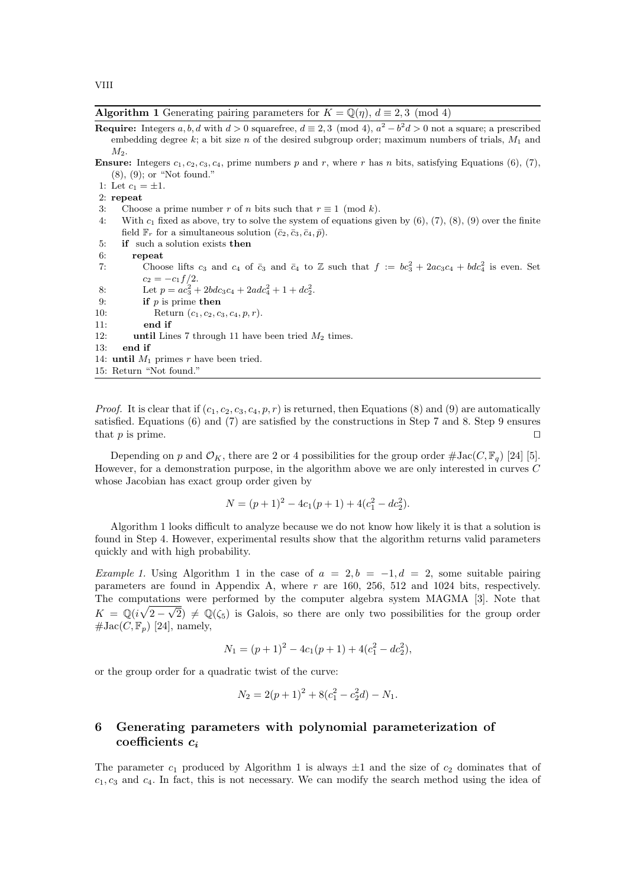**Algorithm 1** Generating pairing parameters for $K = \mathbb{Q}(\eta)$, $d \equiv 2, 3 \pmod 4$

**Require:** Integers $a, b, d$ with $d > 0$ squarefree, $d \equiv 2, 3 \pmod 4$, $a^2 - b^2 d > 0$ not a square; a prescribed embedding degree $k$; a bit size $n$ of the desired subgroup order; maximum numbers of trials, $M_1$ and $M_2$.

**Ensure:** Integers $c_1, c_2, c_3, c_4$, prime numbers $p$ and $r$, where $r$ has $n$ bits, satisfying Equations (6), (7), (8), (9); or "Not found."

```
1: Let c_1 = ±1.
2: repeat
3:    Choose a prime number r of n bits such that r ≡ 1 (mod k).
4:    With c_1 fixed as above, try to solve the system of equations given by (6), (7), (8), (9) over the finite
      field F_r for a simultaneous solution (c̄_2, c̄_3, c̄_4, p̄).
5:    if such a solution exists then
6:       repeat
7:          Choose lifts c_3 and c_4 of c̄_3 and c̄_4 to Z such that f := bc_3^2 + 2ac_3c_4 + bdc_4^2 is even. Set
            c_2 = −c_1 f/2.
8:          Let p = ac_3^2 + 2bdc_3c_4 + 2adc_4^2 + 1 + dc_2^2.
9:          if p is prime then
10:            Return (c_1, c_2, c_3, c_4, p, r).
11:         end if
12:      until Lines 7 through 11 have been tried M_2 times.
13:   end if
14: until M_1 primes r have been tried.
15: Return "Not found."
```

*Proof.* It is clear that if $(c_1, c_2, c_3, c_4, p, r)$ is returned, then Equations (8) and (9) are automatically satisfied. Equations (6) and (7) are satisfied by the constructions in Step 7 and 8. Step 9 ensures that $p$ is prime. $\square$

Depending on $p$ and $\mathcal{O}_K$, there are 2 or 4 possibilities for the group order $\#\mathrm{Jac}(C, \mathbb{F}_q)$ [24] [5]. However, for a demonstration purpose, in the algorithm above we are only interested in curves $C$ whose Jacobian has exact group order given by

$$N = (p + 1)^2 - 4c_1(p + 1) + 4(c_1^2 - dc_2^2).$$

Algorithm 1 looks difficult to analyze because we do not know how likely it is that a solution is found in Step 4. However, experimental results show that the algorithm returns valid parameters quickly and with high probability.

*Example 1.* Using Algorithm 1 in the case of $a = 2, b = -1, d = 2$, some suitable pairing parameters are found in Appendix A, where $r$ are 160, 256, 512 and 1024 bits, respectively. The computations were performed by the computer algebra system MAGMA [3]. Note that $K = \mathbb{Q}(i\sqrt{2 - \sqrt{2}}) \neq \mathbb{Q}(\zeta_5)$ is Galois, so there are only two possibilities for the group order $\#\mathrm{Jac}(C, \mathbb{F}_p)$ [24], namely,

$$N_1 = (p + 1)^2 - 4c_1(p + 1) + 4(c_1^2 - dc_2^2),$$

or the group order for a quadratic twist of the curve:

$$N_2 = 2(p + 1)^2 + 8(c_1^2 - c_2^2 d) - N_1.$$

## 6 Generating parameters with polynomial parameterization of coefficients $c_i$

The parameter $c_1$ produced by Algorithm 1 is always $\pm 1$ and the size of $c_2$ dominates that of $c_1, c_3$ and $c_4$. In fact, this is not necessary. We can modify the search method using the idea of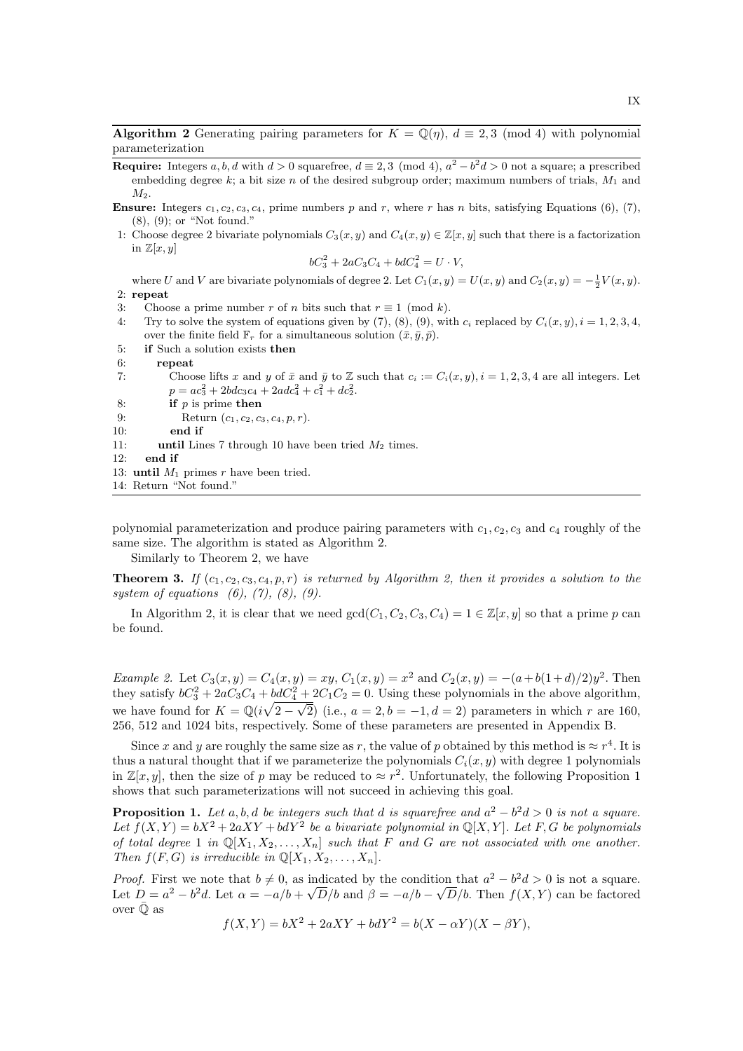**Algorithm 2** Generating pairing parameters for $K = \mathbb{Q}(\eta)$, $d \equiv 2, 3 \pmod 4$ with polynomial parameterization

**Require:** Integers $a, b, d$ with $d > 0$ squarefree, $d \equiv 2, 3 \pmod 4$, $a^2 - b^2 d > 0$ not a square; a prescribed embedding degree $k$; a bit size $n$ of the desired subgroup order; maximum numbers of trials, $M_1$ and $M_2$.

**Ensure:** Integers $c_1, c_2, c_3, c_4$, prime numbers $p$ and $r$, where $r$ has $n$ bits, satisfying Equations (6), (7), (8), (9); or "Not found."

1: Choose degree 2 bivariate polynomials $C_3(x, y)$ and $C_4(x, y) \in \mathbb{Z}[x, y]$ such that there is a factorization in $\mathbb{Z}[x, y]$

$$bC_3^2 + 2aC_3C_4 + bdC_4^2 = U \cdot V,$$

where $U$ and $V$ are bivariate polynomials of degree 2. Let $C_1(x, y) = U(x, y)$ and $C_2(x, y) = -\frac{1}{2}V(x, y)$.

2: **repeat**

3: Choose a prime number $r$ of $n$ bits such that $r \equiv 1 \pmod k$.

4: Try to solve the system of equations given by (7), (8), (9), with $c_i$ replaced by $C_i(x, y), i = 1, 2, 3, 4$, over the finite field $\mathbb{F}_r$ for a simultaneous solution $(\bar{x}, \bar{y}, \bar{p})$.

5: **if** Such a solution exists **then**

6: **repeat**

7: Choose lifts $x$ and $y$ of $\bar{x}$ and $\bar{y}$ to $\mathbb{Z}$ such that $c_i := C_i(x, y), i = 1, 2, 3, 4$ are all integers. Let $p = ac_3^2 + 2bdc_3c_4 + 2adc_4^2 + c_1^2 + dc_2^2$.

8: **if** $p$ is prime **then**

9: Return $(c_1, c_2, c_3, c_4, p, r)$.

10: **end if**

11: **until** Lines 7 through 10 have been tried $M_2$ times.

12: **end if**

13: **until** $M_1$ primes $r$ have been tried.

14: Return "Not found."

polynomial parameterization and produce pairing parameters with $c_1, c_2, c_3$ and $c_4$ roughly of the same size. The algorithm is stated as Algorithm 2.

Similarly to Theorem 2, we have

**Theorem 3.** *If $(c_1, c_2, c_3, c_4, p, r)$ is returned by Algorithm 2, then it provides a solution to the system of equations (6), (7), (8), (9).*

In Algorithm 2, it is clear that we need $\gcd(C_1, C_2, C_3, C_4) = 1 \in \mathbb{Z}[x, y]$ so that a prime $p$ can be found.

*Example 2.* Let $C_3(x, y) = C_4(x, y) = xy$, $C_1(x, y) = x^2$ and $C_2(x, y) = -(a + b(1 + d)/2)y^2$. Then they satisfy $bC_3^2 + 2aC_3C_4 + bdC_4^2 + 2C_1C_2 = 0$. Using these polynomials in the above algorithm, we have found for $K = \mathbb{Q}(i\sqrt{2 - \sqrt{2}})$ (i.e., $a = 2, b = -1, d = 2$) parameters in which $r$ are 160, 256, 512 and 1024 bits, respectively. Some of these parameters are presented in Appendix B.

Since $x$ and $y$ are roughly the same size as $r$, the value of $p$ obtained by this method is $\approx r^4$. It is thus a natural thought that if we parameterize the polynomials $C_i(x, y)$ with degree 1 polynomials in $\mathbb{Z}[x, y]$, then the size of $p$ may be reduced to $\approx r^2$. Unfortunately, the following Proposition 1 shows that such parameterizations will not succeed in achieving this goal.

**Proposition 1.** *Let $a, b, d$ be integers such that $d$ is squarefree and $a^2 - b^2 d > 0$ is not a square. Let $f(X, Y) = bX^2 + 2aXY + bdY^2$ be a bivariate polynomial in $\mathbb{Q}[X, Y]$. Let $F, G$ be polynomials of total degree 1 in $\mathbb{Q}[X_1, X_2, \ldots, X_n]$ such that $F$ and $G$ are not associated with one another. Then $f(F, G)$ is irreducible in $\mathbb{Q}[X_1, X_2, \ldots, X_n]$.*

*Proof.* First we note that $b \neq 0$, as indicated by the condition that $a^2 - b^2 d > 0$ is not a square. Let $D = a^2 - b^2 d$. Let $\alpha = -a/b + \sqrt{D}/b$ and $\beta = -a/b - \sqrt{D}/b$. Then $f(X, Y)$ can be factored over $\bar{\mathbb{Q}}$ as

$$f(X, Y) = bX^2 + 2aXY + bdY^2 = b(X - \alpha Y)(X - \beta Y),$$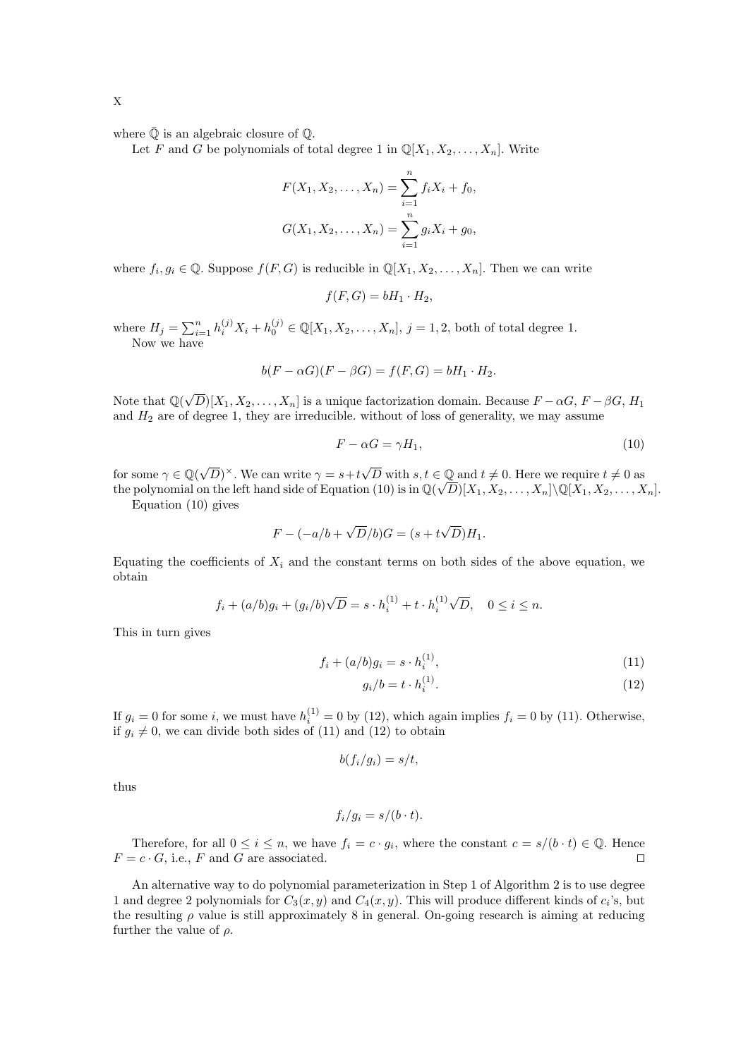where $\bar{\mathbb{Q}}$ is an algebraic closure of $\mathbb{Q}$.

Let $F$ and $G$ be polynomials of total degree 1 in $\mathbb{Q}[X_1, X_2, \ldots, X_n]$. Write

$$F(X_1, X_2, \ldots, X_n) = \sum_{i=1}^{n} f_i X_i + f_0,$$
$$G(X_1, X_2, \ldots, X_n) = \sum_{i=1}^{n} g_i X_i + g_0,$$

where $f_i, g_i \in \mathbb{Q}$. Suppose $f(F, G)$ is reducible in $\mathbb{Q}[X_1, X_2, \ldots, X_n]$. Then we can write

$$f(F, G) = bH_1 \cdot H_2,$$

where $H_j = \sum_{i=1}^{n} h_i^{(j)} X_i + h_0^{(j)} \in \mathbb{Q}[X_1, X_2, \ldots, X_n]$, $j = 1, 2$, both of total degree 1.

Now we have

$$b(F - \alpha G)(F - \beta G) = f(F, G) = bH_1 \cdot H_2.$$

Note that $\mathbb{Q}(\sqrt{D})[X_1, X_2, \ldots, X_n]$ is a unique factorization domain. Because $F - \alpha G$, $F - \beta G$, $H_1$ and $H_2$ are of degree 1, they are irreducible. without of loss of generality, we may assume

$$F - \alpha G = \gamma H_1, \tag{10}$$

for some $\gamma \in \mathbb{Q}(\sqrt{D})^{\times}$. We can write $\gamma = s + t\sqrt{D}$ with $s, t \in \mathbb{Q}$ and $t \neq 0$. Here we require $t \neq 0$ as the polynomial on the left hand side of Equation (10) is in $\mathbb{Q}(\sqrt{D})[X_1, X_2, \ldots, X_n] \backslash \mathbb{Q}[X_1, X_2, \ldots, X_n]$.

Equation (10) gives

$$F - (-a/b + \sqrt{D}/b)G = (s + t\sqrt{D})H_1.$$

Equating the coefficients of $X_i$ and the constant terms on both sides of the above equation, we obtain

$$f_i + (a/b)g_i + (g_i/b)\sqrt{D} = s \cdot h_i^{(1)} + t \cdot h_i^{(1)}\sqrt{D}, \quad 0 \leq i \leq n.$$

This in turn gives

$$f_i + (a/b)g_i = s \cdot h_i^{(1)}, \tag{11}$$
$$g_i/b = t \cdot h_i^{(1)}. \tag{12}$$

If $g_i = 0$ for some $i$, we must have $h_i^{(1)} = 0$ by (12), which again implies $f_i = 0$ by (11). Otherwise, if $g_i \neq 0$, we can divide both sides of (11) and (12) to obtain

$$b(f_i/g_i) = s/t,$$

thus

$$f_i/g_i = s/(b \cdot t).$$

Therefore, for all $0 \leq i \leq n$, we have $f_i = c \cdot g_i$, where the constant $c = s/(b \cdot t) \in \mathbb{Q}$. Hence $F = c \cdot G$, i.e., $F$ and $G$ are associated. □

An alternative way to do polynomial parameterization in Step 1 of Algorithm 2 is to use degree 1 and degree 2 polynomials for $C_3(x, y)$ and $C_4(x, y)$. This will produce different kinds of $c_i$'s, but the resulting $\rho$ value is still approximately 8 in general. On-going research is aiming at reducing further the value of $\rho$.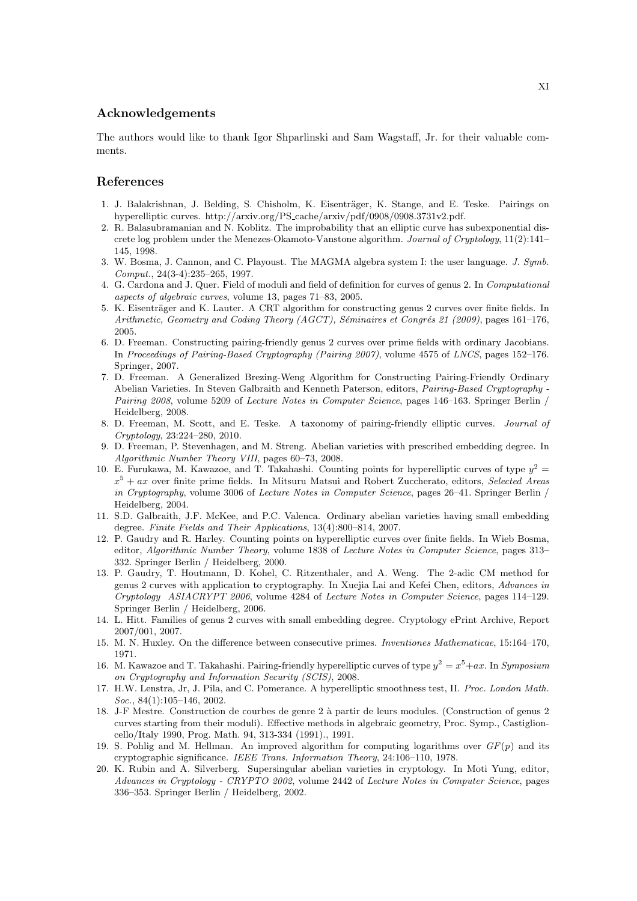## Acknowledgements

The authors would like to thank Igor Shparlinski and Sam Wagstaff, Jr. for their valuable comments.

## References

1. J. Balakrishnan, J. Belding, S. Chisholm, K. Eisenträger, K. Stange, and E. Teske. Pairings on hyperelliptic curves. http://arxiv.org/PS_cache/arxiv/pdf/0908/0908.3731v2.pdf.
2. R. Balasubramanian and N. Koblitz. The improbability that an elliptic curve has subexponential discrete log problem under the Menezes-Okamoto-Vanstone algorithm. *Journal of Cryptology*, 11(2):141–145, 1998.
3. W. Bosma, J. Cannon, and C. Playoust. The MAGMA algebra system I: the user language. *J. Symb. Comput.*, 24(3-4):235–265, 1997.
4. G. Cardona and J. Quer. Field of moduli and field of definition for curves of genus 2. In *Computational aspects of algebraic curves*, volume 13, pages 71–83, 2005.
5. K. Eisenträger and K. Lauter. A CRT algorithm for constructing genus 2 curves over finite fields. In *Arithmetic, Geometry and Coding Theory (AGCT), Séminaires et Congrés 21 (2009)*, pages 161–176, 2005.
6. D. Freeman. Constructing pairing-friendly genus 2 curves over prime fields with ordinary Jacobians. In *Proceedings of Pairing-Based Cryptography (Pairing 2007)*, volume 4575 of *LNCS*, pages 152–176. Springer, 2007.
7. D. Freeman. A Generalized Brezing-Weng Algorithm for Constructing Pairing-Friendly Ordinary Abelian Varieties. In Steven Galbraith and Kenneth Paterson, editors, *Pairing-Based Cryptography - Pairing 2008*, volume 5209 of *Lecture Notes in Computer Science*, pages 146–163. Springer Berlin / Heidelberg, 2008.
8. D. Freeman, M. Scott, and E. Teske. A taxonomy of pairing-friendly elliptic curves. *Journal of Cryptology*, 23:224–280, 2010.
9. D. Freeman, P. Stevenhagen, and M. Streng. Abelian varieties with prescribed embedding degree. In *Algorithmic Number Theory VIII*, pages 60–73, 2008.
10. E. Furukawa, M. Kawazoe, and T. Takahashi. Counting points for hyperelliptic curves of type $y^2 = x^5 + ax$ over finite prime fields. In Mitsuru Matsui and Robert Zuccherato, editors, *Selected Areas in Cryptography*, volume 3006 of *Lecture Notes in Computer Science*, pages 26–41. Springer Berlin / Heidelberg, 2004.
11. S.D. Galbraith, J.F. McKee, and P.C. Valenca. Ordinary abelian varieties having small embedding degree. *Finite Fields and Their Applications*, 13(4):800–814, 2007.
12. P. Gaudry and R. Harley. Counting points on hyperelliptic curves over finite fields. In Wieb Bosma, editor, *Algorithmic Number Theory*, volume 1838 of *Lecture Notes in Computer Science*, pages 313–332. Springer Berlin / Heidelberg, 2000.
13. P. Gaudry, T. Houtmann, D. Kohel, C. Ritzenthaler, and A. Weng. The 2-adic CM method for genus 2 curves with application to cryptography. In Xuejia Lai and Kefei Chen, editors, *Advances in Cryptology ASIACRYPT 2006*, volume 4284 of *Lecture Notes in Computer Science*, pages 114–129. Springer Berlin / Heidelberg, 2006.
14. L. Hitt. Families of genus 2 curves with small embedding degree. Cryptology ePrint Archive, Report 2007/001, 2007.
15. M. N. Huxley. On the difference between consecutive primes. *Inventiones Mathematicae*, 15:164–170, 1971.
16. M. Kawazoe and T. Takahashi. Pairing-friendly hyperelliptic curves of type $y^2 = x^5 + ax$. In *Symposium on Cryptography and Information Security (SCIS)*, 2008.
17. H.W. Lenstra, Jr, J. Pila, and C. Pomerance. A hyperelliptic smoothness test, II. *Proc. London Math. Soc.*, 84(1):105–146, 2002.
18. J-F Mestre. Construction de courbes de genre 2 à partir de leurs modules. (Construction of genus 2 curves starting from their moduli). Effective methods in algebraic geometry, Proc. Symp., Castiglioncello/Italy 1990, Prog. Math. 94, 313-334 (1991)., 1991.
19. S. Pohlig and M. Hellman. An improved algorithm for computing logarithms over $GF(p)$ and its cryptographic significance. *IEEE Trans. Information Theory*, 24:106–110, 1978.
20. K. Rubin and A. Silverberg. Supersingular abelian varieties in cryptology. In Moti Yung, editor, *Advances in Cryptology - CRYPTO 2002*, volume 2442 of *Lecture Notes in Computer Science*, pages 336–353. Springer Berlin / Heidelberg, 2002.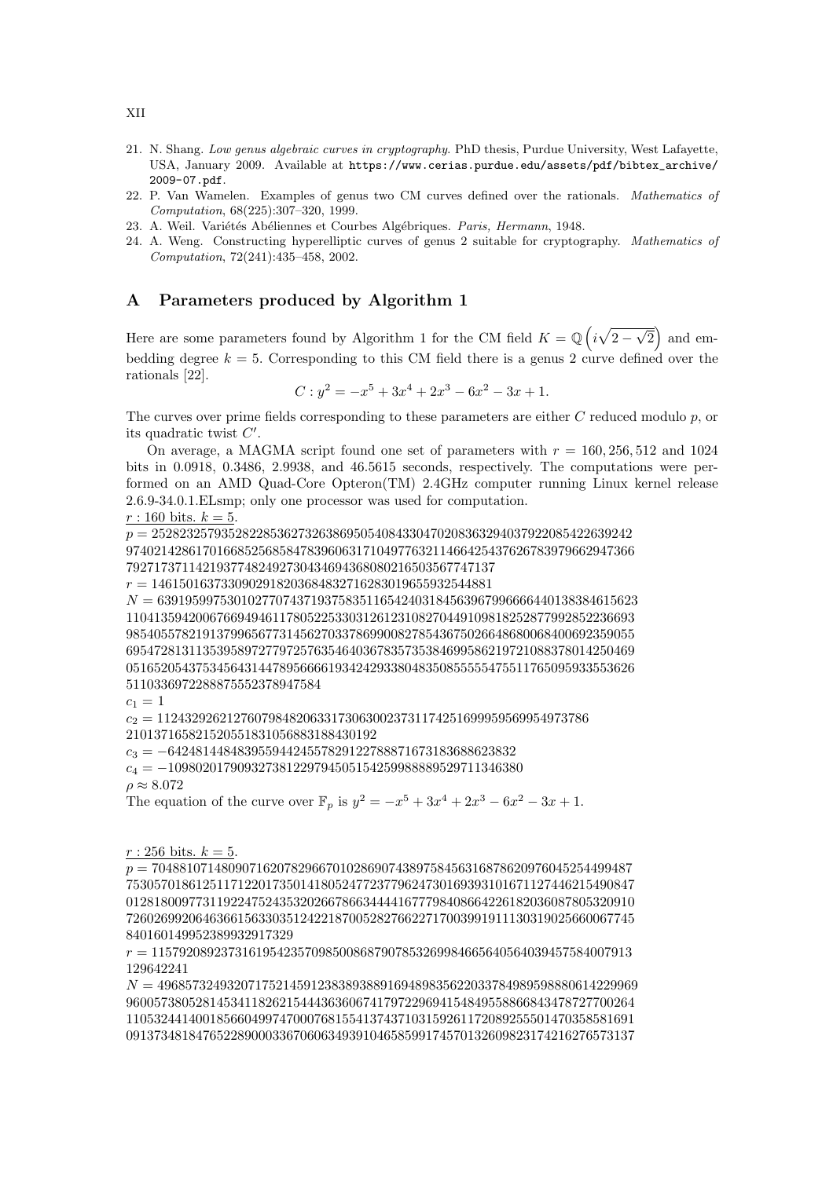21. N. Shang. *Low genus algebraic curves in cryptography.* PhD thesis, Purdue University, West Lafayette, USA, January 2009. Available at `https://www.cerias.purdue.edu/assets/pdf/bibtex_archive/2009-07.pdf`.
22. P. Van Wamelen. Examples of genus two CM curves defined over the rationals. *Mathematics of Computation*, 68(225):307–320, 1999.
23. A. Weil. Variétés Abéliennes et Courbes Algébriques. *Paris, Hermann*, 1948.
24. A. Weng. Constructing hyperelliptic curves of genus 2 suitable for cryptography. *Mathematics of Computation*, 72(241):435–458, 2002.

## A Parameters produced by Algorithm 1

Here are some parameters found by Algorithm 1 for the CM field $K = \mathbb{Q}\left(i\sqrt{2-\sqrt{2}}\right)$ and embedding degree $k = 5$. Corresponding to this CM field there is a genus 2 curve defined over the rationals [22].

$$C : y^2 = -x^5 + 3x^4 + 2x^3 - 6x^2 - 3x + 1.$$

The curves over prime fields corresponding to these parameters are either $C$ reduced modulo $p$, or its quadratic twist $C'$.

On average, a MAGMA script found one set of parameters with $r = 160, 256, 512$ and $1024$ bits in 0.0918, 0.3486, 2.9938, and 46.5615 seconds, respectively. The computations were performed on an AMD Quad-Core Opteron(TM) 2.4GHz computer running Linux kernel release 2.6.9-34.0.1.ELsmp; only one processor was used for computation.

$r$ : 160 bits. $k = 5$.

$p =$ 25282325793528228536273263869505408433047020836329403792208542263924297402142861701668525685847839606317104977632114664254376267839796629473667927173711421937748249273043469436808021650356774713 7

$r =$ 1461501637330902918203684832716283019655932544881

$N =$ 639195997530102770743719375835116542403184563967996666440138384615623110413594200676694946117805225330312612310827044910981825287799285223669398540557821913799656773145627033786990082785436750266486800684006923590556954728131135395897277972576354640367835735384699586219721088378014250469051652054375345643144789566661934242933804835085555547551176509593355362651103369722888755523789475 84

$c_1 = 1$

$c_2 =$ 112432926212760798482063317306300237311742516999595699549737862101371658215205518310568831884301 92

$c_3 = -6424814484839559442455782912278887167318368862383 2$

$c_4 = -1098020179093273812297945051542599888895297113463 80$

$\rho \approx 8.072$

The equation of the curve over $\mathbb{F}_p$ is $y^2 = -x^5 + 3x^4 + 2x^3 - 6x^2 - 3x + 1$.

$r$ : 256 bits. $k = 5$.

$p =$ 704881071480907162078296670102869074389758456316878620976045254499487753057018612511712201735014180524772377962473016939310167112744621549084701281800977311922475243532026678663444416777984086642261820360878053209107260269920646366156330351242218700528276622717003991911130319025660067745840160149952389932917329

$r =$ 115792089237316195423570985008687907853269984665640564039457584007913129642241

$N =$ 496857324932071752145912383893889169489835622033784989598880614229969960057380528145341182621544436360674179722969415484955886684347872770026411053244140018566049974700076815541374371031592611720892555014703585816910913734818476522890003367060634939104658599174570132609823174216276573137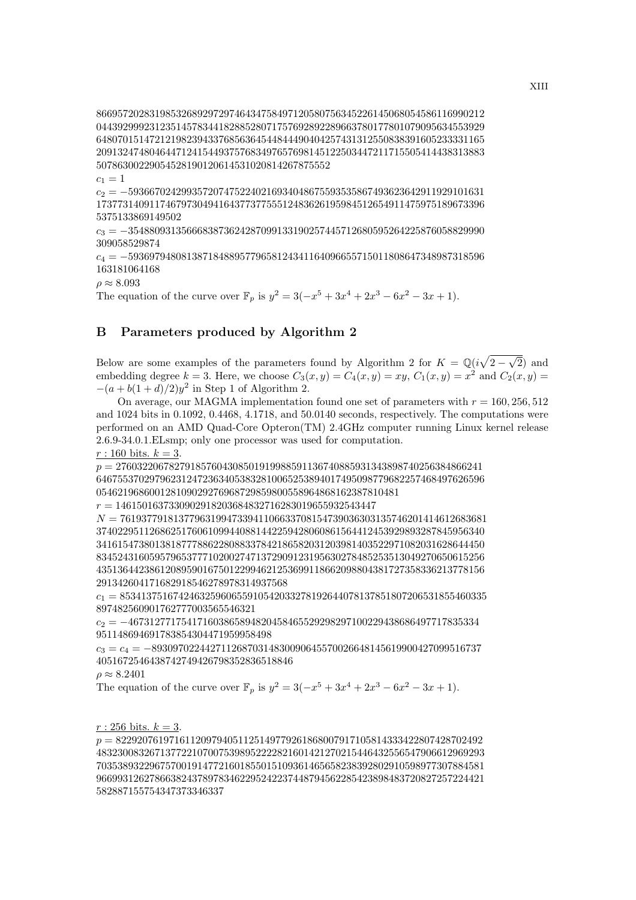8669572028319853268929729746434758497120580756345226145068054586116990212
0443929992312351457834418288528071757692892289663780177801079095634553929
6480701514721219823943376856364544844490404257431312550838391605233331165
2091324748046447124154493757683497657698145122503447211715505414438313883
5078630022905452819012061453102081426787552

$c_1 = 1$

$c_2 = -5936670242993572074752240216934048675593535867493623642911929101631$
$1737731409117467973049416437737755512483626195984512654911475975189673396$
$5375133869149502$

$c_3 = -3548809313566683873624287099133190257445712680595264225876058829990$
$309058529874$

$c_4 = -5936979480813871848895779658124341164096655715011808647348987318596$
$163181064168$

$\rho \approx 8.093$

The equation of the curve over $\mathbb{F}_p$ is $y^2 = 3(-x^5 + 3x^4 + 2x^3 - 6x^2 - 3x + 1)$.

## B Parameters produced by Algorithm 2

Below are some examples of the parameters found by Algorithm 2 for $K = \mathbb{Q}(i\sqrt{2-\sqrt{2}})$ and embedding degree $k = 3$. Here, we choose $C_3(x,y) = C_4(x,y) = xy$, $C_1(x,y) = x^2$ and $C_2(x,y) = -(a + b(1+d)/2)y^2$ in Step 1 of Algorithm 2.

On average, our MAGMA implementation found one set of parameters with $r = 160, 256, 512$ and 1024 bits in 0.1092, 0.4468, 4.1718, and 50.0140 seconds, respectively. The computations were performed on an AMD Quad-Core Opteron(TM) 2.4GHz computer running Linux kernel release 2.6.9-34.0.1.ELsmp; only one processor was used for computation.

$r$ : 160 bits. $k = 3$.

$p = 2760322067827918576043085019199885911367408859313438987402563848662416$
$4675537029796231247236340538328100652538940174950987796822574684976265960$
$54621968600128109029276968729859800558964868162387810481$

$r = 1461501637330902918203684832716283019655932543447$

$N = 7619377918137796319947339411066337081547390363031357462014146126836813$
$7402295112686251760610994408814422594280608615644124539298932878459563403$
$4161547380138187778862280883378421865820312039814035229710820316286444508$
$3452431605957965377710200274713729091231956302784852535130492706506152564$
$3513644238612089590167501229946212536991186620988043817273583362137781562$
$913426041716829185462789783149375 68$

$c_1 = 8534137516742463259606559105420332781926440781378518072065318554603358$
$974825609017627770035655463 21$

$c_2 = -4673127717541716038658948204584655292982971002294386864977178353349$
$511486946917838543044719599584 98$

$c_3 = c_4 = -8930970224427112687031483009064557002664814561990042709951673 7$
$405167254643874274942679835283651884 6$

$\rho \approx 8.2401$

The equation of the curve over $\mathbb{F}_p$ is $y^2 = 3(-x^5 + 3x^4 + 2x^3 - 6x^2 - 3x + 1)$.

$r$ : 256 bits. $k = 3$.

$p = 8229207619716112097940511251497792618680079171058143334228074287024924$
$8323008326713772210700753989522282160142127021544643255654790661296929370$
$3538932296757001914772160185501510936146565823839280291059897730788458196$
$6993126278663824378978346229524223744879456228542389848372082725722442158$
$28887155754347373346337$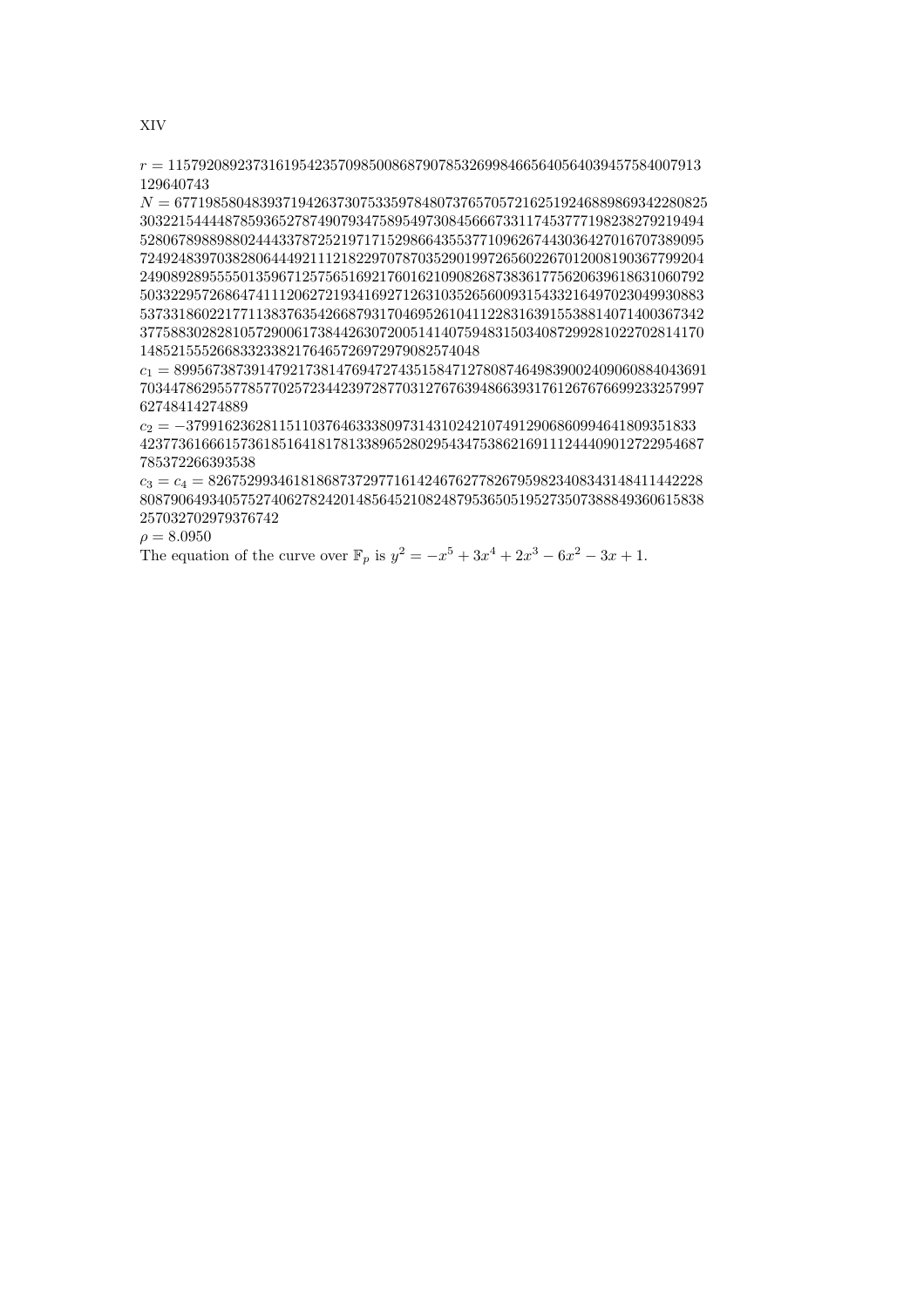$r = 115792089237316195423570985008687907853269984665640564039457584007913$
$129640743$

$N = 677198580483937194263730753359784807376570572162519246889869342280825$
$303221544448785936527874907934758954973084566673311745377719823827921 9494$
$528067898898802444337872521971715298664355377109626744303642701670738 9095$
$7249248397038280644492111218229707870352901997265602267012008190367799204$
$2490892895555013596712575651692176016210908268738361775620639618631060792$
$5033229572686474111206272193416927126310352656009315433216497023049930883$
$5373318602217711383763542668793170469526104112283163915538814071400367342$
$3775883028281057290061738442630720051414075948315034087299281022702814170$
$148521555266833233821764657269729790825740 48$

$c_1 = 899567387391479217381476947274351584712780874649839002409060884043691$
$703447862955778577025723442397287703127676394866393176126767669923325 7997$
$62748414274889$

$c_2 = -379916236281151103764633380973143102421074912906860994641809351833$
$423773616661573618516418178133896528029543475386216911124440901272295 4687$
$785372266393538$

$c_3 = c_4 = 826752993461818687372977161424676277826795982340834314841144222 8$
$808790649340575274062782420148564521082487953650519527350738884936061 5838$
$257032702979376742$

$\rho = 8.0950$

The equation of the curve over $\mathbb{F}_p$ is $y^2 = -x^5 + 3x^4 + 2x^3 - 6x^2 - 3x + 1$.